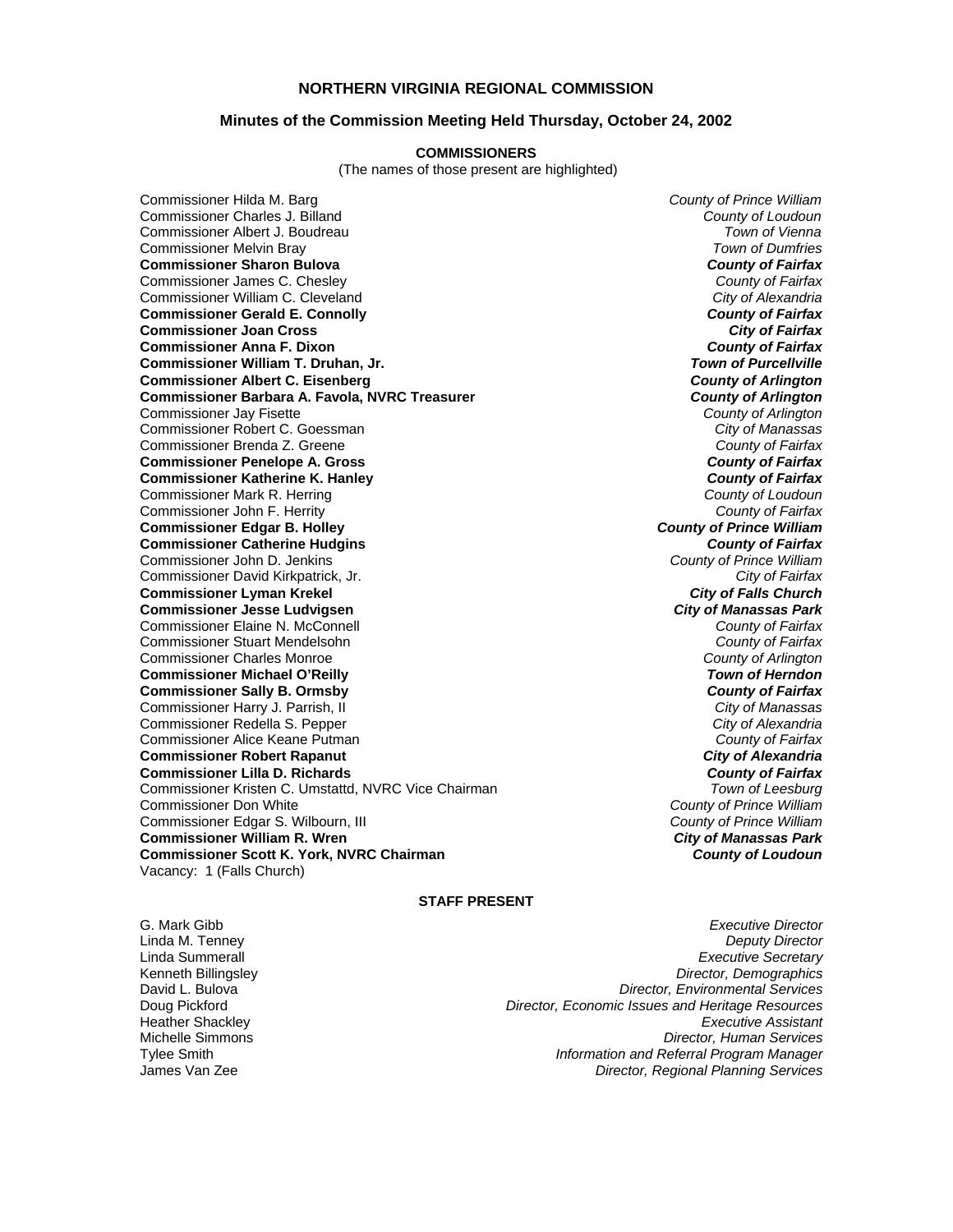**NORTHERN VIRGINIA REGIONAL COMMISSION**

**Minutes of the Commission Meeting Held Thursday, October 24, 2002**

**COMMISSIONERS**

(The names of those present are highlighted)

| | |
|---|---|
| Commissioner Hilda M. Barg | *County of Prince William* |
| Commissioner Charles J. Billand | *County of Loudoun* |
| Commissioner Albert J. Boudreau | *Town of Vienna* |
| Commissioner Melvin Bray | *Town of Dumfries* |
| **Commissioner Sharon Bulova** | ***County of Fairfax*** |
| Commissioner James C. Chesley | *County of Fairfax* |
| Commissioner William C. Cleveland | *City of Alexandria* |
| **Commissioner Gerald E. Connolly** | ***County of Fairfax*** |
| **Commissioner Joan Cross** | ***City of Fairfax*** |
| **Commissioner Anna F. Dixon** | ***County of Fairfax*** |
| **Commissioner William T. Druhan, Jr.** | ***Town of Purcellville*** |
| **Commissioner Albert C. Eisenberg** | ***County of Arlington*** |
| **Commissioner Barbara A. Favola, NVRC Treasurer** | ***County of Arlington*** |
| Commissioner Jay Fisette | *County of Arlington* |
| Commissioner Robert C. Goessman | *City of Manassas* |
| Commissioner Brenda Z. Greene | *County of Fairfax* |
| **Commissioner Penelope A. Gross** | ***County of Fairfax*** |
| **Commissioner Katherine K. Hanley** | ***County of Fairfax*** |
| Commissioner Mark R. Herring | *County of Loudoun* |
| Commissioner John F. Herrity | *County of Fairfax* |
| **Commissioner Edgar B. Holley** | ***County of Prince William*** |
| **Commissioner Catherine Hudgins** | ***County of Fairfax*** |
| Commissioner John D. Jenkins | *County of Prince William* |
| Commissioner David Kirkpatrick, Jr. | *City of Fairfax* |
| **Commissioner Lyman Krekel** | ***City of Falls Church*** |
| **Commissioner Jesse Ludvigsen** | ***City of Manassas Park*** |
| Commissioner Elaine N. McConnell | *County of Fairfax* |
| Commissioner Stuart Mendelsohn | *County of Fairfax* |
| Commissioner Charles Monroe | *County of Arlington* |
| **Commissioner Michael O'Reilly** | ***Town of Herndon*** |
| **Commissioner Sally B. Ormsby** | ***County of Fairfax*** |
| Commissioner Harry J. Parrish, II | *City of Manassas* |
| Commissioner Redella S. Pepper | *City of Alexandria* |
| Commissioner Alice Keane Putman | *County of Fairfax* |
| **Commissioner Robert Rapanut** | ***City of Alexandria*** |
| **Commissioner Lilla D. Richards** | ***County of Fairfax*** |
| Commissioner Kristen C. Umstattd, NVRC Vice Chairman | *Town of Leesburg* |
| Commissioner Don White | *County of Prince William* |
| Commissioner Edgar S. Wilbourn, III | *County of Prince William* |
| **Commissioner William R. Wren** | ***City of Manassas Park*** |
| **Commissioner Scott K. York, NVRC Chairman** | ***County of Loudoun*** |

Vacancy: 1 (Falls Church)

**STAFF PRESENT**

| | |
|---|---|
| G. Mark Gibb | *Executive Director* |
| Linda M. Tenney | *Deputy Director* |
| Linda Summerall | *Executive Secretary* |
| Kenneth Billingsley | *Director, Demographics* |
| David L. Bulova | *Director, Environmental Services* |
| Doug Pickford | *Director, Economic Issues and Heritage Resources* |
| Heather Shackley | *Executive Assistant* |
| Michelle Simmons | *Director, Human Services* |
| Tylee Smith | *Information and Referral Program Manager* |
| James Van Zee | *Director, Regional Planning Services* |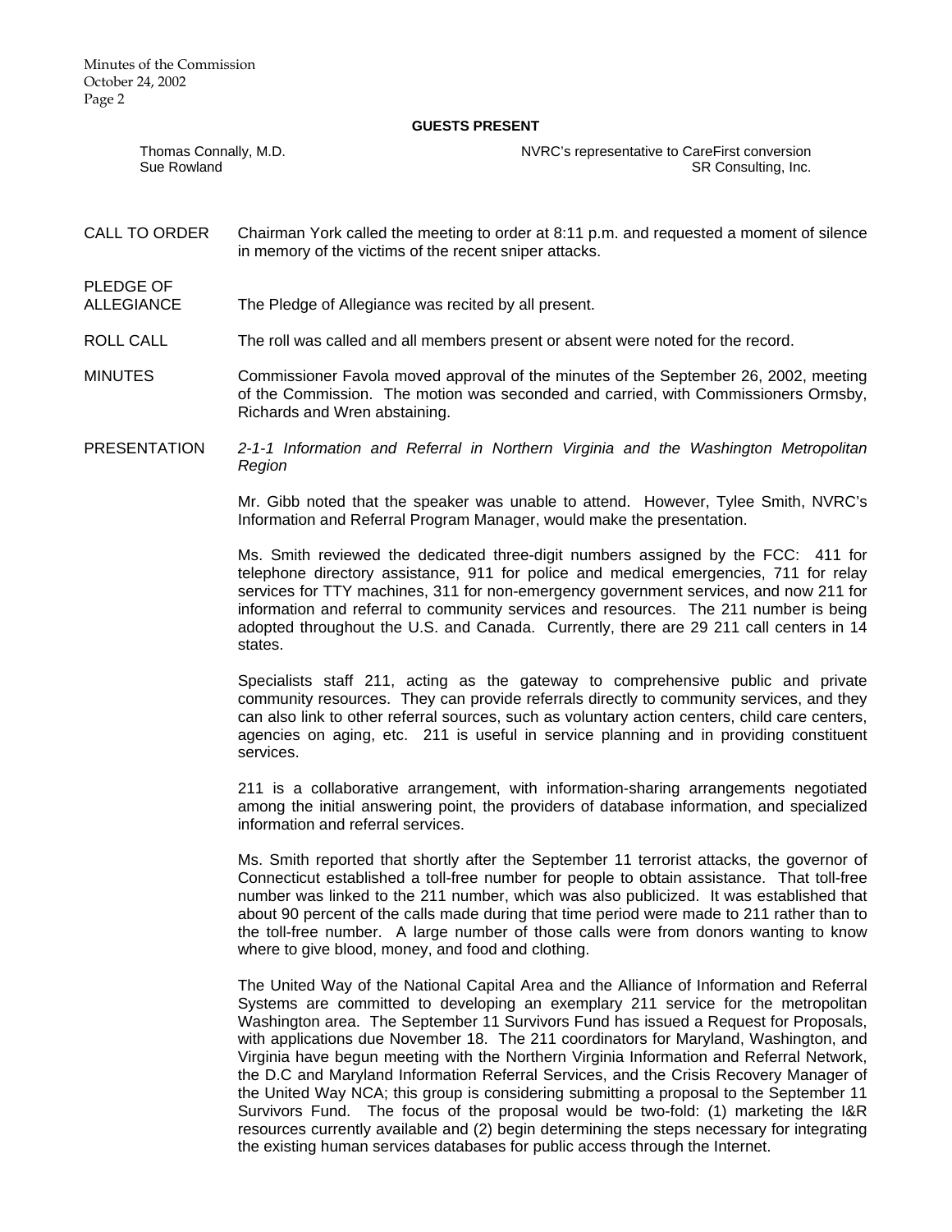**GUESTS PRESENT**

| | |
|---|---|
| Thomas Connally, M.D. | NVRC's representative to CareFirst conversion |
| Sue Rowland | SR Consulting, Inc. |

**CALL TO ORDER** Chairman York called the meeting to order at 8:11 p.m. and requested a moment of silence in memory of the victims of the recent sniper attacks.

**PLEDGE OF ALLEGIANCE** The Pledge of Allegiance was recited by all present.

**ROLL CALL** The roll was called and all members present or absent were noted for the record.

**MINUTES** Commissioner Favola moved approval of the minutes of the September 26, 2002, meeting of the Commission. The motion was seconded and carried, with Commissioners Ormsby, Richards and Wren abstaining.

**PRESENTATION** *2-1-1 Information and Referral in Northern Virginia and the Washington Metropolitan Region*

Mr. Gibb noted that the speaker was unable to attend. However, Tylee Smith, NVRC's Information and Referral Program Manager, would make the presentation.

Ms. Smith reviewed the dedicated three-digit numbers assigned by the FCC: 411 for telephone directory assistance, 911 for police and medical emergencies, 711 for relay services for TTY machines, 311 for non-emergency government services, and now 211 for information and referral to community services and resources. The 211 number is being adopted throughout the U.S. and Canada. Currently, there are 29 211 call centers in 14 states.

Specialists staff 211, acting as the gateway to comprehensive public and private community resources. They can provide referrals directly to community services, and they can also link to other referral sources, such as voluntary action centers, child care centers, agencies on aging, etc. 211 is useful in service planning and in providing constituent services.

211 is a collaborative arrangement, with information-sharing arrangements negotiated among the initial answering point, the providers of database information, and specialized information and referral services.

Ms. Smith reported that shortly after the September 11 terrorist attacks, the governor of Connecticut established a toll-free number for people to obtain assistance. That toll-free number was linked to the 211 number, which was also publicized. It was established that about 90 percent of the calls made during that time period were made to 211 rather than to the toll-free number. A large number of those calls were from donors wanting to know where to give blood, money, and food and clothing.

The United Way of the National Capital Area and the Alliance of Information and Referral Systems are committed to developing an exemplary 211 service for the metropolitan Washington area. The September 11 Survivors Fund has issued a Request for Proposals, with applications due November 18. The 211 coordinators for Maryland, Washington, and Virginia have begun meeting with the Northern Virginia Information and Referral Network, the D.C and Maryland Information Referral Services, and the Crisis Recovery Manager of the United Way NCA; this group is considering submitting a proposal to the September 11 Survivors Fund. The focus of the proposal would be two-fold: (1) marketing the I&R resources currently available and (2) begin determining the steps necessary for integrating the existing human services databases for public access through the Internet.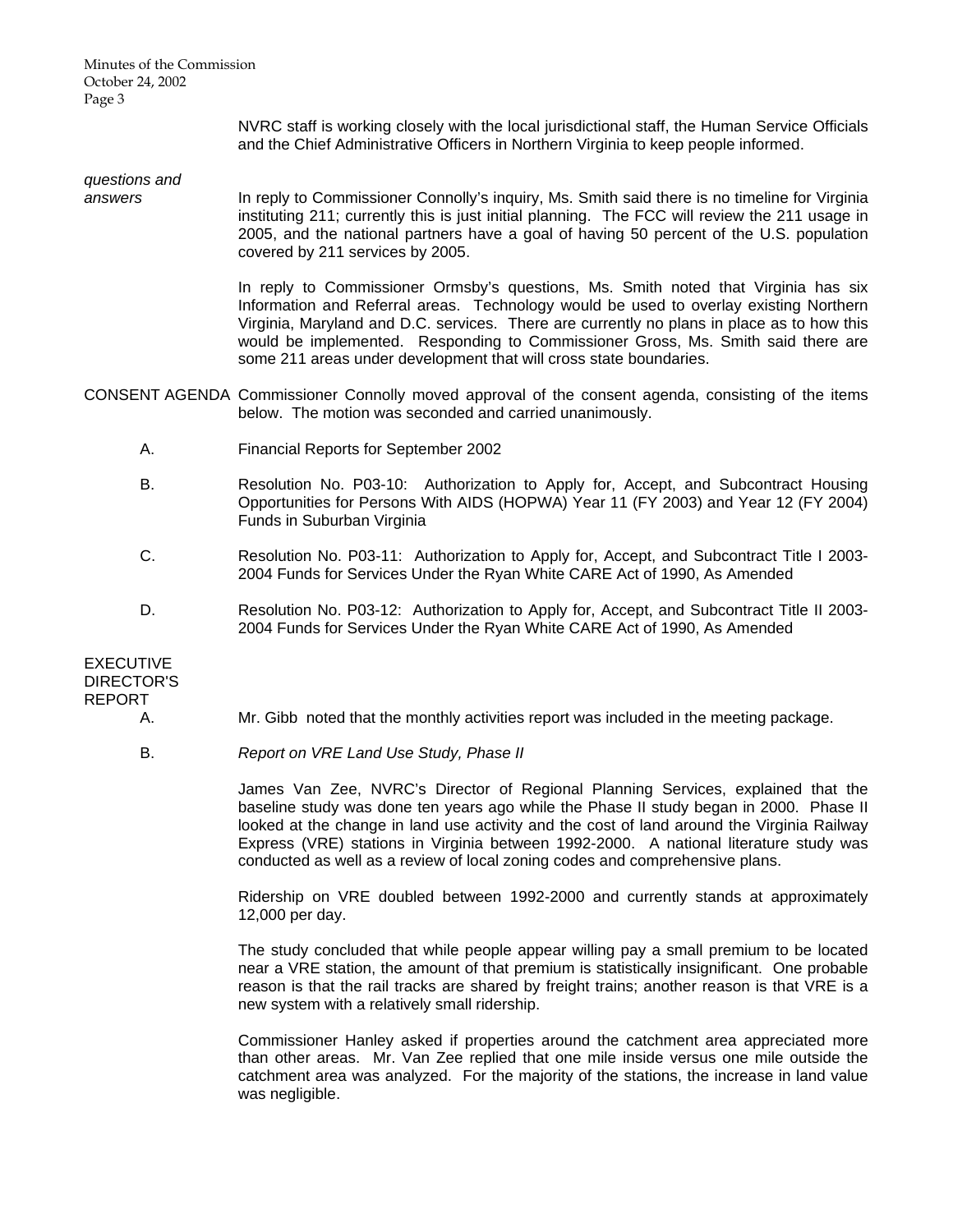NVRC staff is working closely with the local jurisdictional staff, the Human Service Officials and the Chief Administrative Officers in Northern Virginia to keep people informed.

*questions and answers*

In reply to Commissioner Connolly's inquiry, Ms. Smith said there is no timeline for Virginia instituting 211; currently this is just initial planning. The FCC will review the 211 usage in 2005, and the national partners have a goal of having 50 percent of the U.S. population covered by 211 services by 2005.

In reply to Commissioner Ormsby's questions, Ms. Smith noted that Virginia has six Information and Referral areas. Technology would be used to overlay existing Northern Virginia, Maryland and D.C. services. There are currently no plans in place as to how this would be implemented. Responding to Commissioner Gross, Ms. Smith said there are some 211 areas under development that will cross state boundaries.

CONSENT AGENDA

Commissioner Connolly moved approval of the consent agenda, consisting of the items below. The motion was seconded and carried unanimously.

A. Financial Reports for September 2002

B. Resolution No. P03-10: Authorization to Apply for, Accept, and Subcontract Housing Opportunities for Persons With AIDS (HOPWA) Year 11 (FY 2003) and Year 12 (FY 2004) Funds in Suburban Virginia

C. Resolution No. P03-11: Authorization to Apply for, Accept, and Subcontract Title I 2003-2004 Funds for Services Under the Ryan White CARE Act of 1990, As Amended

D. Resolution No. P03-12: Authorization to Apply for, Accept, and Subcontract Title II 2003-2004 Funds for Services Under the Ryan White CARE Act of 1990, As Amended

EXECUTIVE DIRECTOR'S REPORT

A. Mr. Gibb noted that the monthly activities report was included in the meeting package.

B. *Report on VRE Land Use Study, Phase II*

James Van Zee, NVRC's Director of Regional Planning Services, explained that the baseline study was done ten years ago while the Phase II study began in 2000. Phase II looked at the change in land use activity and the cost of land around the Virginia Railway Express (VRE) stations in Virginia between 1992-2000. A national literature study was conducted as well as a review of local zoning codes and comprehensive plans.

Ridership on VRE doubled between 1992-2000 and currently stands at approximately 12,000 per day.

The study concluded that while people appear willing pay a small premium to be located near a VRE station, the amount of that premium is statistically insignificant. One probable reason is that the rail tracks are shared by freight trains; another reason is that VRE is a new system with a relatively small ridership.

Commissioner Hanley asked if properties around the catchment area appreciated more than other areas. Mr. Van Zee replied that one mile inside versus one mile outside the catchment area was analyzed. For the majority of the stations, the increase in land value was negligible.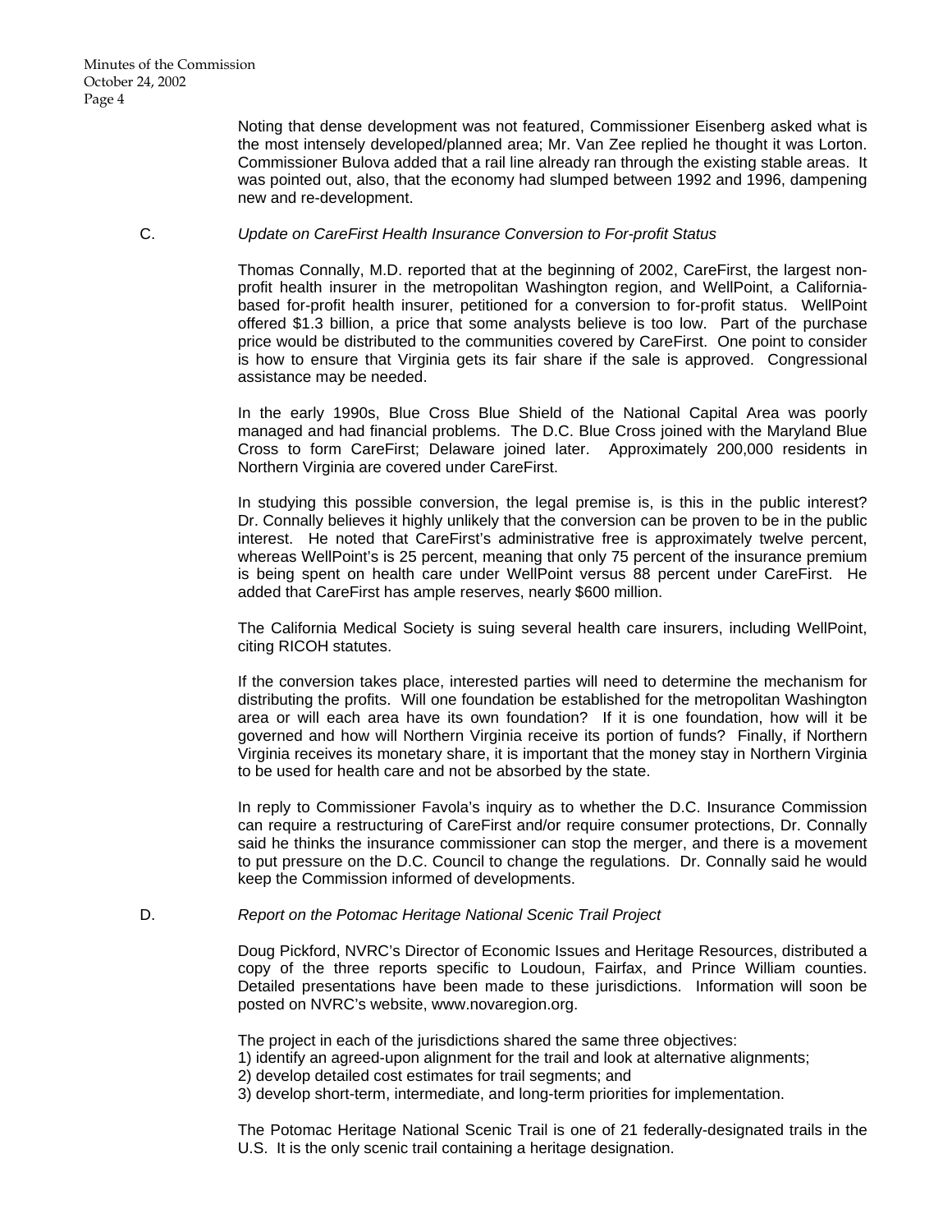Noting that dense development was not featured, Commissioner Eisenberg asked what is the most intensely developed/planned area; Mr. Van Zee replied he thought it was Lorton. Commissioner Bulova added that a rail line already ran through the existing stable areas. It was pointed out, also, that the economy had slumped between 1992 and 1996, dampening new and re-development.

C. *Update on CareFirst Health Insurance Conversion to For-profit Status*

Thomas Connally, M.D. reported that at the beginning of 2002, CareFirst, the largest non-profit health insurer in the metropolitan Washington region, and WellPoint, a California-based for-profit health insurer, petitioned for a conversion to for-profit status. WellPoint offered $1.3 billion, a price that some analysts believe is too low. Part of the purchase price would be distributed to the communities covered by CareFirst. One point to consider is how to ensure that Virginia gets its fair share if the sale is approved. Congressional assistance may be needed.

In the early 1990s, Blue Cross Blue Shield of the National Capital Area was poorly managed and had financial problems. The D.C. Blue Cross joined with the Maryland Blue Cross to form CareFirst; Delaware joined later. Approximately 200,000 residents in Northern Virginia are covered under CareFirst.

In studying this possible conversion, the legal premise is, is this in the public interest? Dr. Connally believes it highly unlikely that the conversion can be proven to be in the public interest. He noted that CareFirst's administrative free is approximately twelve percent, whereas WellPoint's is 25 percent, meaning that only 75 percent of the insurance premium is being spent on health care under WellPoint versus 88 percent under CareFirst. He added that CareFirst has ample reserves, nearly $600 million.

The California Medical Society is suing several health care insurers, including WellPoint, citing RICOH statutes.

If the conversion takes place, interested parties will need to determine the mechanism for distributing the profits. Will one foundation be established for the metropolitan Washington area or will each area have its own foundation? If it is one foundation, how will it be governed and how will Northern Virginia receive its portion of funds? Finally, if Northern Virginia receives its monetary share, it is important that the money stay in Northern Virginia to be used for health care and not be absorbed by the state.

In reply to Commissioner Favola's inquiry as to whether the D.C. Insurance Commission can require a restructuring of CareFirst and/or require consumer protections, Dr. Connally said he thinks the insurance commissioner can stop the merger, and there is a movement to put pressure on the D.C. Council to change the regulations. Dr. Connally said he would keep the Commission informed of developments.

D. *Report on the Potomac Heritage National Scenic Trail Project*

Doug Pickford, NVRC's Director of Economic Issues and Heritage Resources, distributed a copy of the three reports specific to Loudoun, Fairfax, and Prince William counties. Detailed presentations have been made to these jurisdictions. Information will soon be posted on NVRC's website, www.novaregion.org.

The project in each of the jurisdictions shared the same three objectives:
1) identify an agreed-upon alignment for the trail and look at alternative alignments;
2) develop detailed cost estimates for trail segments; and
3) develop short-term, intermediate, and long-term priorities for implementation.

The Potomac Heritage National Scenic Trail is one of 21 federally-designated trails in the U.S. It is the only scenic trail containing a heritage designation.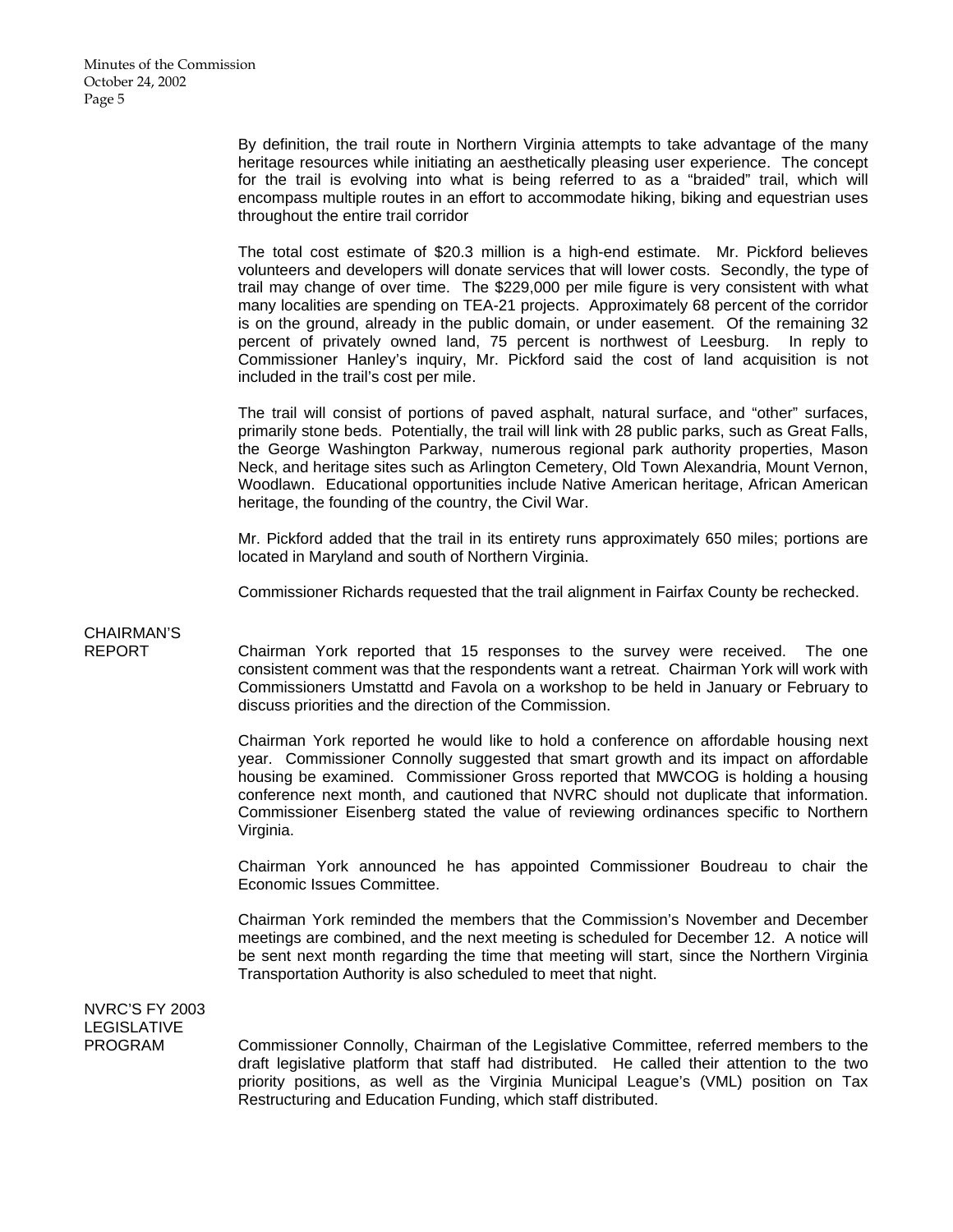By definition, the trail route in Northern Virginia attempts to take advantage of the many heritage resources while initiating an aesthetically pleasing user experience. The concept for the trail is evolving into what is being referred to as a "braided" trail, which will encompass multiple routes in an effort to accommodate hiking, biking and equestrian uses throughout the entire trail corridor

The total cost estimate of $20.3 million is a high-end estimate. Mr. Pickford believes volunteers and developers will donate services that will lower costs. Secondly, the type of trail may change of over time. The $229,000 per mile figure is very consistent with what many localities are spending on TEA-21 projects. Approximately 68 percent of the corridor is on the ground, already in the public domain, or under easement. Of the remaining 32 percent of privately owned land, 75 percent is northwest of Leesburg. In reply to Commissioner Hanley's inquiry, Mr. Pickford said the cost of land acquisition is not included in the trail's cost per mile.

The trail will consist of portions of paved asphalt, natural surface, and "other" surfaces, primarily stone beds. Potentially, the trail will link with 28 public parks, such as Great Falls, the George Washington Parkway, numerous regional park authority properties, Mason Neck, and heritage sites such as Arlington Cemetery, Old Town Alexandria, Mount Vernon, Woodlawn. Educational opportunities include Native American heritage, African American heritage, the founding of the country, the Civil War.

Mr. Pickford added that the trail in its entirety runs approximately 650 miles; portions are located in Maryland and south of Northern Virginia.

Commissioner Richards requested that the trail alignment in Fairfax County be rechecked.

**CHAIRMAN'S REPORT**

Chairman York reported that 15 responses to the survey were received. The one consistent comment was that the respondents want a retreat. Chairman York will work with Commissioners Umstattd and Favola on a workshop to be held in January or February to discuss priorities and the direction of the Commission.

Chairman York reported he would like to hold a conference on affordable housing next year. Commissioner Connolly suggested that smart growth and its impact on affordable housing be examined. Commissioner Gross reported that MWCOG is holding a housing conference next month, and cautioned that NVRC should not duplicate that information. Commissioner Eisenberg stated the value of reviewing ordinances specific to Northern Virginia.

Chairman York announced he has appointed Commissioner Boudreau to chair the Economic Issues Committee.

Chairman York reminded the members that the Commission's November and December meetings are combined, and the next meeting is scheduled for December 12. A notice will be sent next month regarding the time that meeting will start, since the Northern Virginia Transportation Authority is also scheduled to meet that night.

**NVRC'S FY 2003 LEGISLATIVE PROGRAM**

Commissioner Connolly, Chairman of the Legislative Committee, referred members to the draft legislative platform that staff had distributed. He called their attention to the two priority positions, as well as the Virginia Municipal League's (VML) position on Tax Restructuring and Education Funding, which staff distributed.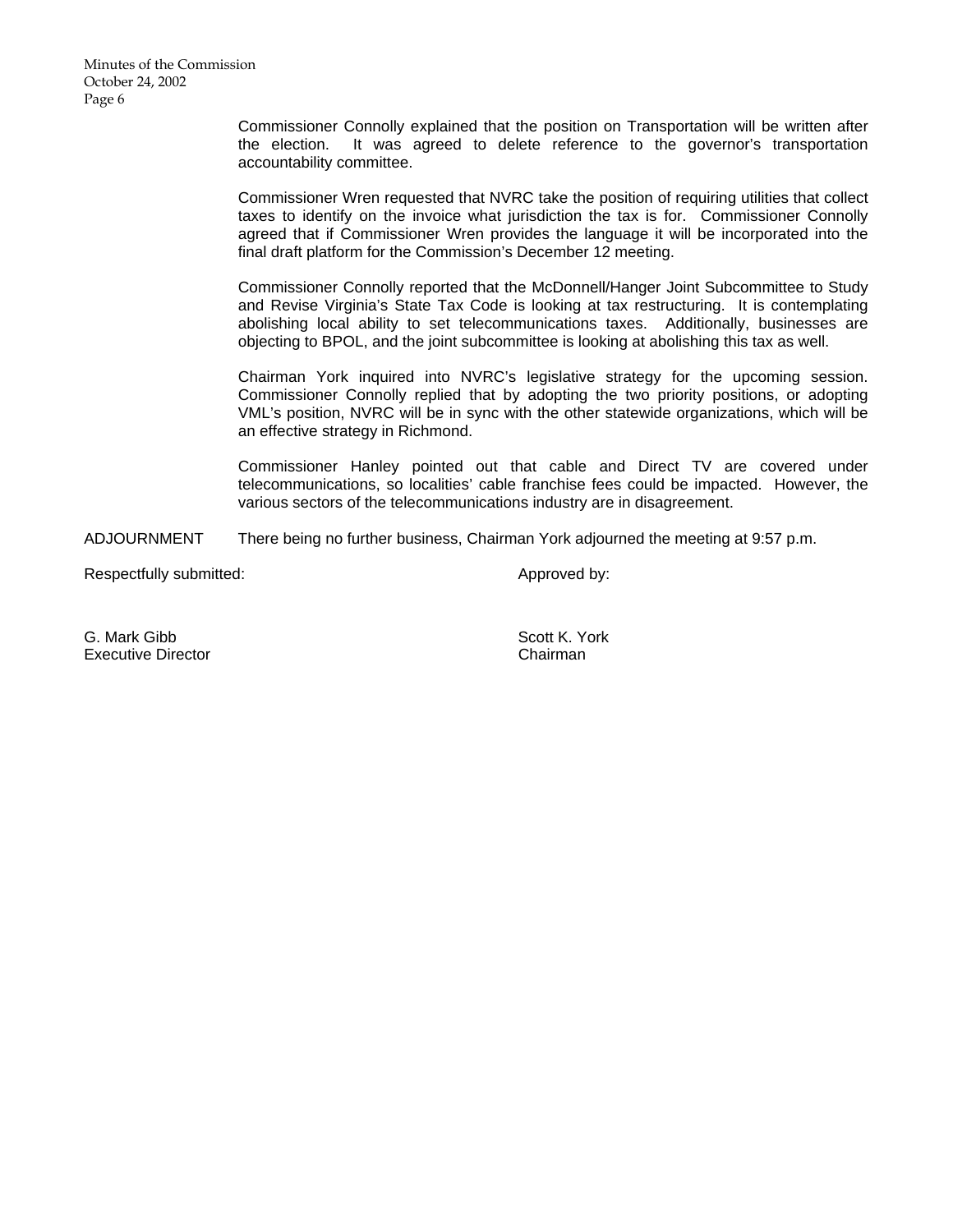Commissioner Connolly explained that the position on Transportation will be written after the election. It was agreed to delete reference to the governor's transportation accountability committee.

Commissioner Wren requested that NVRC take the position of requiring utilities that collect taxes to identify on the invoice what jurisdiction the tax is for. Commissioner Connolly agreed that if Commissioner Wren provides the language it will be incorporated into the final draft platform for the Commission's December 12 meeting.

Commissioner Connolly reported that the McDonnell/Hanger Joint Subcommittee to Study and Revise Virginia's State Tax Code is looking at tax restructuring. It is contemplating abolishing local ability to set telecommunications taxes. Additionally, businesses are objecting to BPOL, and the joint subcommittee is looking at abolishing this tax as well.

Chairman York inquired into NVRC's legislative strategy for the upcoming session. Commissioner Connolly replied that by adopting the two priority positions, or adopting VML's position, NVRC will be in sync with the other statewide organizations, which will be an effective strategy in Richmond.

Commissioner Hanley pointed out that cable and Direct TV are covered under telecommunications, so localities' cable franchise fees could be impacted. However, the various sectors of the telecommunications industry are in disagreement.

ADJOURNMENT There being no further business, Chairman York adjourned the meeting at 9:57 p.m.

Respectfully submitted:

G. Mark Gibb
Executive Director

Approved by:

Scott K. York
Chairman